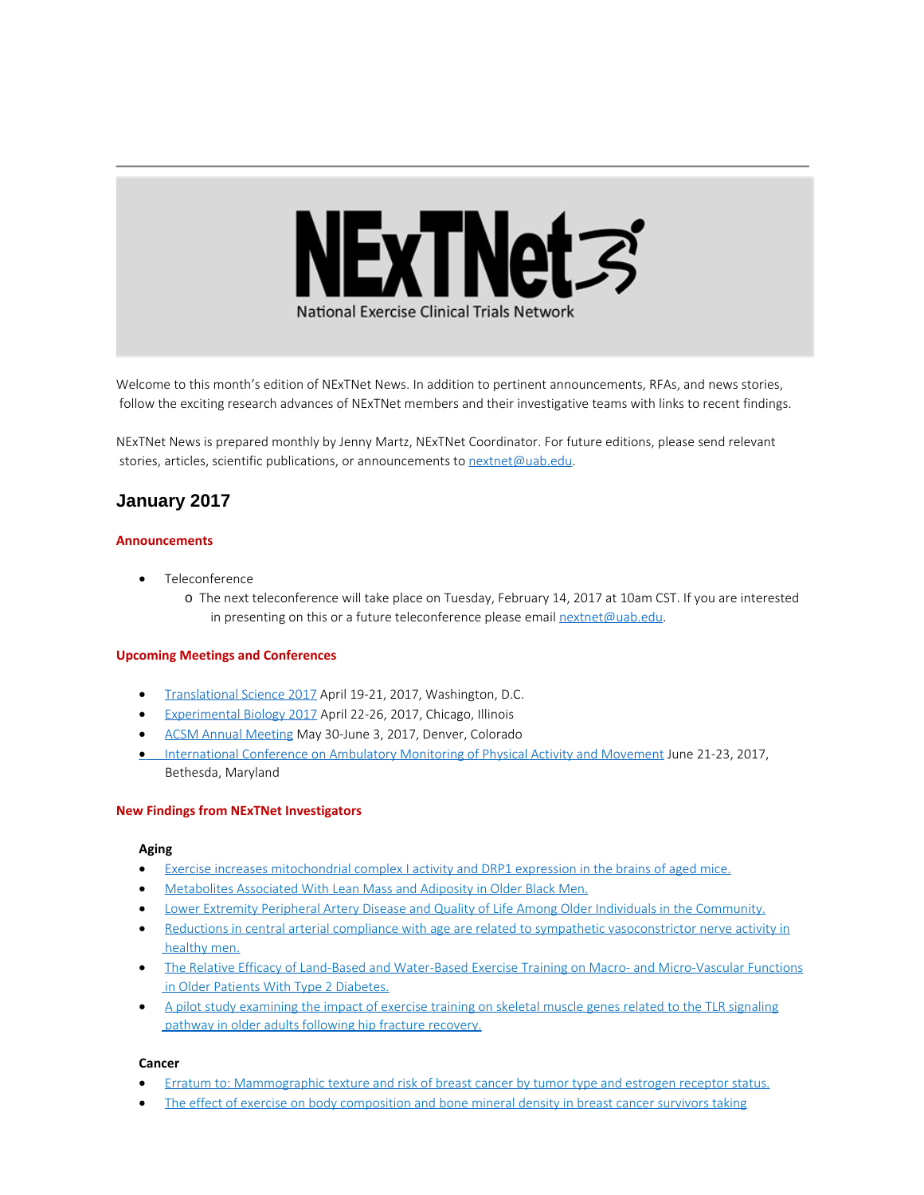NExTNet

National Exercise Clinical Trials Network

Welcome to this month's edition of NExTNet News. In addition to pertinent announcements, RFAs, and news stories, follow the exciting research advances of NExTNet members and their investigative teams with links to recent findings.

NExTNet News is prepared monthly by Jenny Martz, NExTNet Coordinator. For future editions, please send relevant stories, articles, scientific publications, or announcements to nextnet@uab.edu.

## January 2017

### Announcements

- Teleconference
  - The next teleconference will take place on Tuesday, February 14, 2017 at 10am CST. If you are interested in presenting on this or a future teleconference please email nextnet@uab.edu.

### Upcoming Meetings and Conferences

- Translational Science 2017 April 19-21, 2017, Washington, D.C.
- Experimental Biology 2017 April 22-26, 2017, Chicago, Illinois
- ACSM Annual Meeting May 30-June 3, 2017, Denver, Colorado
- International Conference on Ambulatory Monitoring of Physical Activity and Movement June 21-23, 2017, Bethesda, Maryland

### New Findings from NExTNet Investigators

**Aging**

- Exercise increases mitochondrial complex I activity and DRP1 expression in the brains of aged mice.
- Metabolites Associated With Lean Mass and Adiposity in Older Black Men.
- Lower Extremity Peripheral Artery Disease and Quality of Life Among Older Individuals in the Community.
- Reductions in central arterial compliance with age are related to sympathetic vasoconstrictor nerve activity in healthy men.
- The Relative Efficacy of Land-Based and Water-Based Exercise Training on Macro- and Micro-Vascular Functions in Older Patients With Type 2 Diabetes.
- A pilot study examining the impact of exercise training on skeletal muscle genes related to the TLR signaling pathway in older adults following hip fracture recovery.

**Cancer**

- Erratum to: Mammographic texture and risk of breast cancer by tumor type and estrogen receptor status.
- The effect of exercise on body composition and bone mineral density in breast cancer survivors taking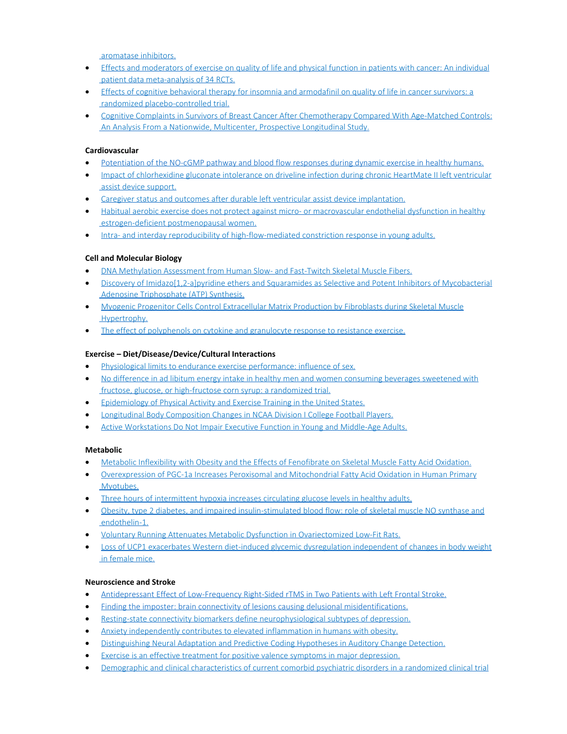- aromatase inhibitors.
- Effects and moderators of exercise on quality of life and physical function in patients with cancer: An individual patient data meta-analysis of 34 RCTs.
- Effects of cognitive behavioral therapy for insomnia and armodafinil on quality of life in cancer survivors: a randomized placebo-controlled trial.
- Cognitive Complaints in Survivors of Breast Cancer After Chemotherapy Compared With Age-Matched Controls: An Analysis From a Nationwide, Multicenter, Prospective Longitudinal Study.

**Cardiovascular**

- Potentiation of the NO-cGMP pathway and blood flow responses during dynamic exercise in healthy humans.
- Impact of chlorhexidine gluconate intolerance on driveline infection during chronic HeartMate II left ventricular assist device support.
- Caregiver status and outcomes after durable left ventricular assist device implantation.
- Habitual aerobic exercise does not protect against micro- or macrovascular endothelial dysfunction in healthy estrogen-deficient postmenopausal women.
- Intra- and interday reproducibility of high-flow-mediated constriction response in young adults.

**Cell and Molecular Biology**

- DNA Methylation Assessment from Human Slow- and Fast-Twitch Skeletal Muscle Fibers.
- Discovery of Imidazo[1,2-a]pyridine ethers and Squaramides as Selective and Potent Inhibitors of Mycobacterial Adenosine Triphosphate (ATP) Synthesis.
- Myogenic Progenitor Cells Control Extracellular Matrix Production by Fibroblasts during Skeletal Muscle Hypertrophy.
- The effect of polyphenols on cytokine and granulocyte response to resistance exercise.

**Exercise – Diet/Disease/Device/Cultural Interactions**

- Physiological limits to endurance exercise performance: influence of sex.
- No difference in ad libitum energy intake in healthy men and women consuming beverages sweetened with fructose, glucose, or high-fructose corn syrup: a randomized trial.
- Epidemiology of Physical Activity and Exercise Training in the United States.
- Longitudinal Body Composition Changes in NCAA Division I College Football Players.
- Active Workstations Do Not Impair Executive Function in Young and Middle-Age Adults.

**Metabolic**

- Metabolic Inflexibility with Obesity and the Effects of Fenofibrate on Skeletal Muscle Fatty Acid Oxidation.
- Overexpression of PGC-1a Increases Peroxisomal and Mitochondrial Fatty Acid Oxidation in Human Primary Myotubes.
- Three hours of intermittent hypoxia increases circulating glucose levels in healthy adults.
- Obesity, type 2 diabetes, and impaired insulin-stimulated blood flow: role of skeletal muscle NO synthase and endothelin-1.
- Voluntary Running Attenuates Metabolic Dysfunction in Ovariectomized Low-Fit Rats.
- Loss of UCP1 exacerbates Western diet-induced glycemic dysregulation independent of changes in body weight in female mice.

**Neuroscience and Stroke**

- Antidepressant Effect of Low-Frequency Right-Sided rTMS in Two Patients with Left Frontal Stroke.
- Finding the imposter: brain connectivity of lesions causing delusional misidentifications.
- Resting-state connectivity biomarkers define neurophysiological subtypes of depression.
- Anxiety independently contributes to elevated inflammation in humans with obesity.
- Distinguishing Neural Adaptation and Predictive Coding Hypotheses in Auditory Change Detection.
- Exercise is an effective treatment for positive valence symptoms in major depression.
- Demographic and clinical characteristics of current comorbid psychiatric disorders in a randomized clinical trial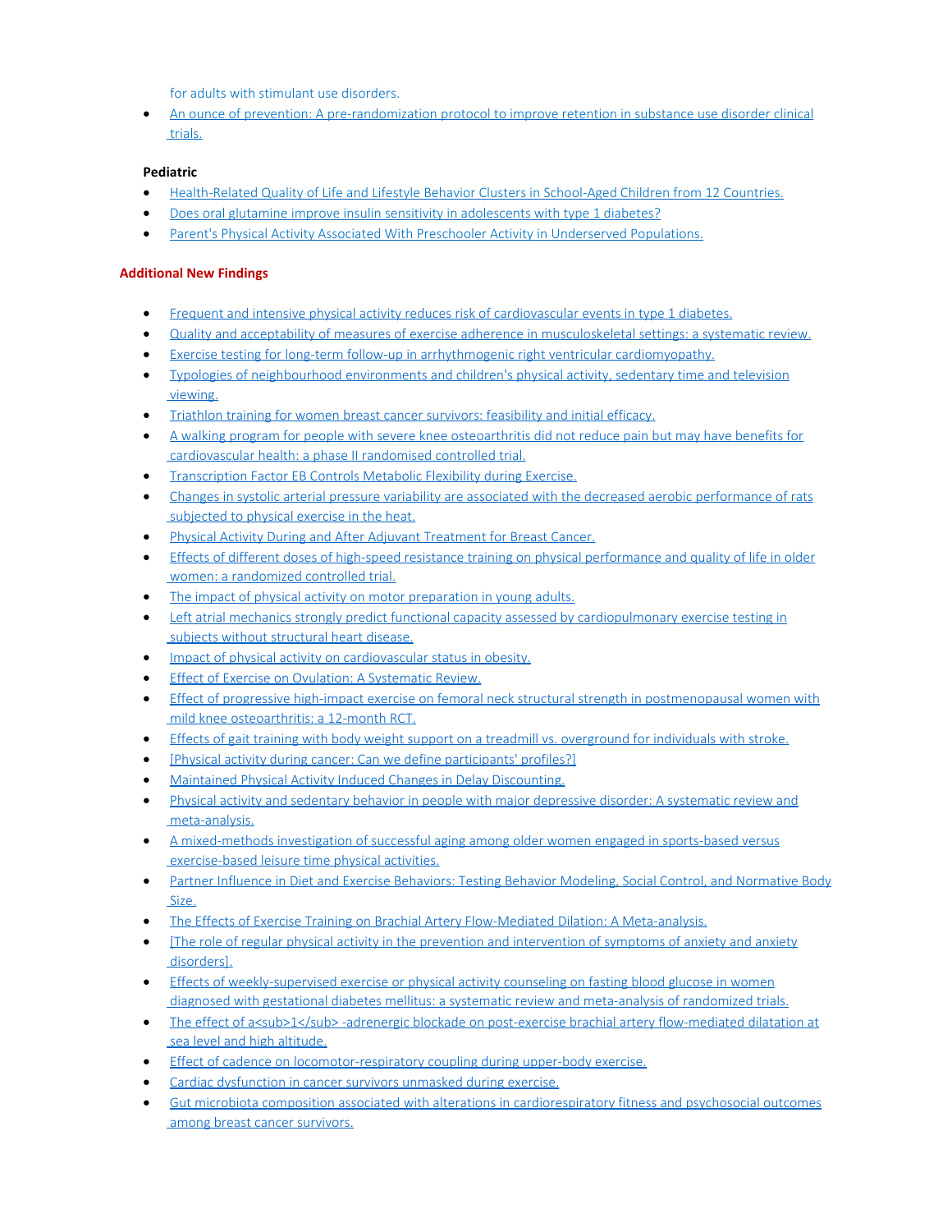for adults with stimulant use disorders.

- An ounce of prevention: A pre-randomization protocol to improve retention in substance use disorder clinical trials.

**Pediatric**

- Health-Related Quality of Life and Lifestyle Behavior Clusters in School-Aged Children from 12 Countries.
- Does oral glutamine improve insulin sensitivity in adolescents with type 1 diabetes?
- Parent's Physical Activity Associated With Preschooler Activity in Underserved Populations.

## Additional New Findings

- Frequent and intensive physical activity reduces risk of cardiovascular events in type 1 diabetes.
- Quality and acceptability of measures of exercise adherence in musculoskeletal settings: a systematic review.
- Exercise testing for long-term follow-up in arrhythmogenic right ventricular cardiomyopathy.
- Typologies of neighbourhood environments and children's physical activity, sedentary time and television viewing.
- Triathlon training for women breast cancer survivors: feasibility and initial efficacy.
- A walking program for people with severe knee osteoarthritis did not reduce pain but may have benefits for cardiovascular health: a phase II randomised controlled trial.
- Transcription Factor EB Controls Metabolic Flexibility during Exercise.
- Changes in systolic arterial pressure variability are associated with the decreased aerobic performance of rats subjected to physical exercise in the heat.
- Physical Activity During and After Adjuvant Treatment for Breast Cancer.
- Effects of different doses of high-speed resistance training on physical performance and quality of life in older women: a randomized controlled trial.
- The impact of physical activity on motor preparation in young adults.
- Left atrial mechanics strongly predict functional capacity assessed by cardiopulmonary exercise testing in subjects without structural heart disease.
- Impact of physical activity on cardiovascular status in obesity.
- Effect of Exercise on Ovulation: A Systematic Review.
- Effect of progressive high-impact exercise on femoral neck structural strength in postmenopausal women with mild knee osteoarthritis: a 12-month RCT.
- Effects of gait training with body weight support on a treadmill vs. overground for individuals with stroke.
- [Physical activity during cancer: Can we define participants' profiles?]
- Maintained Physical Activity Induced Changes in Delay Discounting.
- Physical activity and sedentary behavior in people with major depressive disorder: A systematic review and meta-analysis.
- A mixed-methods investigation of successful aging among older women engaged in sports-based versus exercise-based leisure time physical activities.
- Partner Influence in Diet and Exercise Behaviors: Testing Behavior Modeling, Social Control, and Normative Body Size.
- The Effects of Exercise Training on Brachial Artery Flow-Mediated Dilation: A Meta-analysis.
- [The role of regular physical activity in the prevention and intervention of symptoms of anxiety and anxiety disorders].
- Effects of weekly-supervised exercise or physical activity counseling on fasting blood glucose in women diagnosed with gestational diabetes mellitus: a systematic review and meta-analysis of randomized trials.
- The effect of a<sub>1</sub> -adrenergic blockade on post-exercise brachial artery flow-mediated dilatation at sea level and high altitude.
- Effect of cadence on locomotor-respiratory coupling during upper-body exercise.
- Cardiac dysfunction in cancer survivors unmasked during exercise.
- Gut microbiota composition associated with alterations in cardiorespiratory fitness and psychosocial outcomes among breast cancer survivors.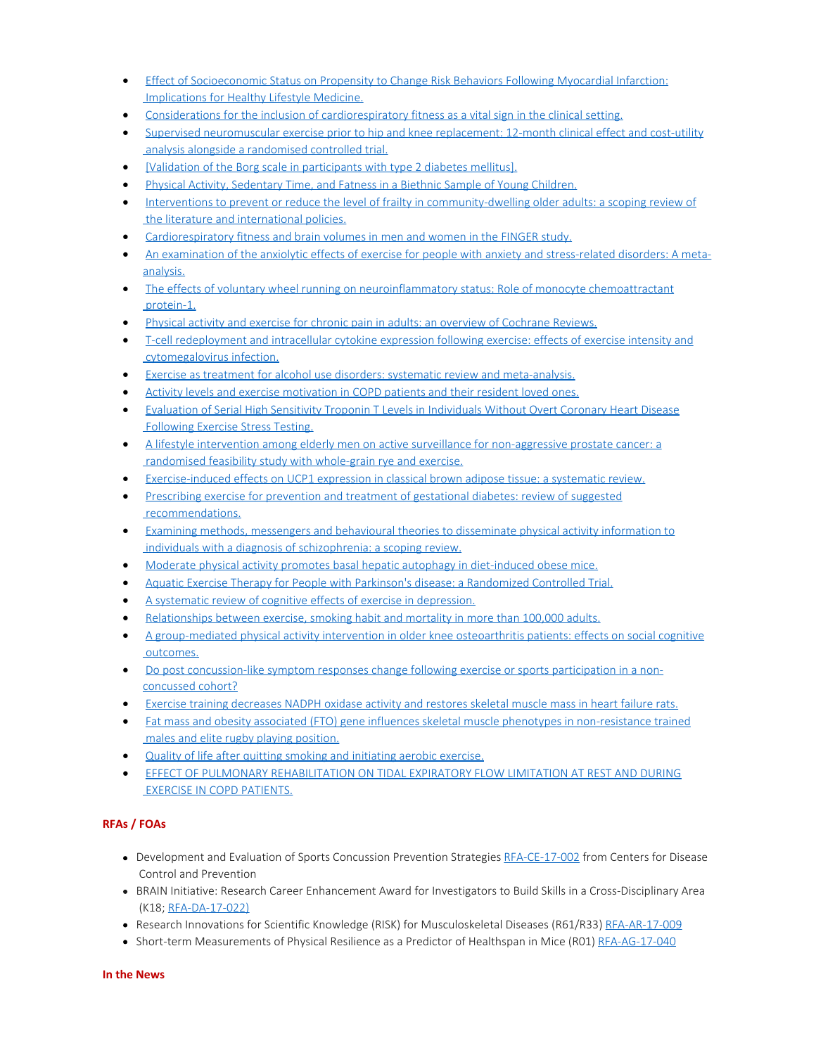- Effect of Socioeconomic Status on Propensity to Change Risk Behaviors Following Myocardial Infarction: Implications for Healthy Lifestyle Medicine.
- Considerations for the inclusion of cardiorespiratory fitness as a vital sign in the clinical setting.
- Supervised neuromuscular exercise prior to hip and knee replacement: 12-month clinical effect and cost-utility analysis alongside a randomised controlled trial.
- [Validation of the Borg scale in participants with type 2 diabetes mellitus].
- Physical Activity, Sedentary Time, and Fatness in a Biethnic Sample of Young Children.
- Interventions to prevent or reduce the level of frailty in community-dwelling older adults: a scoping review of the literature and international policies.
- Cardiorespiratory fitness and brain volumes in men and women in the FINGER study.
- An examination of the anxiolytic effects of exercise for people with anxiety and stress-related disorders: A meta-analysis.
- The effects of voluntary wheel running on neuroinflammatory status: Role of monocyte chemoattractant protein-1.
- Physical activity and exercise for chronic pain in adults: an overview of Cochrane Reviews.
- T-cell redeployment and intracellular cytokine expression following exercise: effects of exercise intensity and cytomegalovirus infection.
- Exercise as treatment for alcohol use disorders: systematic review and meta-analysis.
- Activity levels and exercise motivation in COPD patients and their resident loved ones.
- Evaluation of Serial High Sensitivity Troponin T Levels in Individuals Without Overt Coronary Heart Disease Following Exercise Stress Testing.
- A lifestyle intervention among elderly men on active surveillance for non-aggressive prostate cancer: a randomised feasibility study with whole-grain rye and exercise.
- Exercise-induced effects on UCP1 expression in classical brown adipose tissue: a systematic review.
- Prescribing exercise for prevention and treatment of gestational diabetes: review of suggested recommendations.
- Examining methods, messengers and behavioural theories to disseminate physical activity information to individuals with a diagnosis of schizophrenia: a scoping review.
- Moderate physical activity promotes basal hepatic autophagy in diet-induced obese mice.
- Aquatic Exercise Therapy for People with Parkinson's disease: a Randomized Controlled Trial.
- A systematic review of cognitive effects of exercise in depression.
- Relationships between exercise, smoking habit and mortality in more than 100,000 adults.
- A group-mediated physical activity intervention in older knee osteoarthritis patients: effects on social cognitive outcomes.
- Do post concussion-like symptom responses change following exercise or sports participation in a non-concussed cohort?
- Exercise training decreases NADPH oxidase activity and restores skeletal muscle mass in heart failure rats.
- Fat mass and obesity associated (FTO) gene influences skeletal muscle phenotypes in non-resistance trained males and elite rugby playing position.
- Quality of life after quitting smoking and initiating aerobic exercise.
- EFFECT OF PULMONARY REHABILITATION ON TIDAL EXPIRATORY FLOW LIMITATION AT REST AND DURING EXERCISE IN COPD PATIENTS.

## RFAs / FOAs

- Development and Evaluation of Sports Concussion Prevention Strategies RFA-CE-17-002 from Centers for Disease Control and Prevention
- BRAIN Initiative: Research Career Enhancement Award for Investigators to Build Skills in a Cross-Disciplinary Area (K18; RFA-DA-17-022)
- Research Innovations for Scientific Knowledge (RISK) for Musculoskeletal Diseases (R61/R33) RFA-AR-17-009
- Short-term Measurements of Physical Resilience as a Predictor of Healthspan in Mice (R01) RFA-AG-17-040

## In the News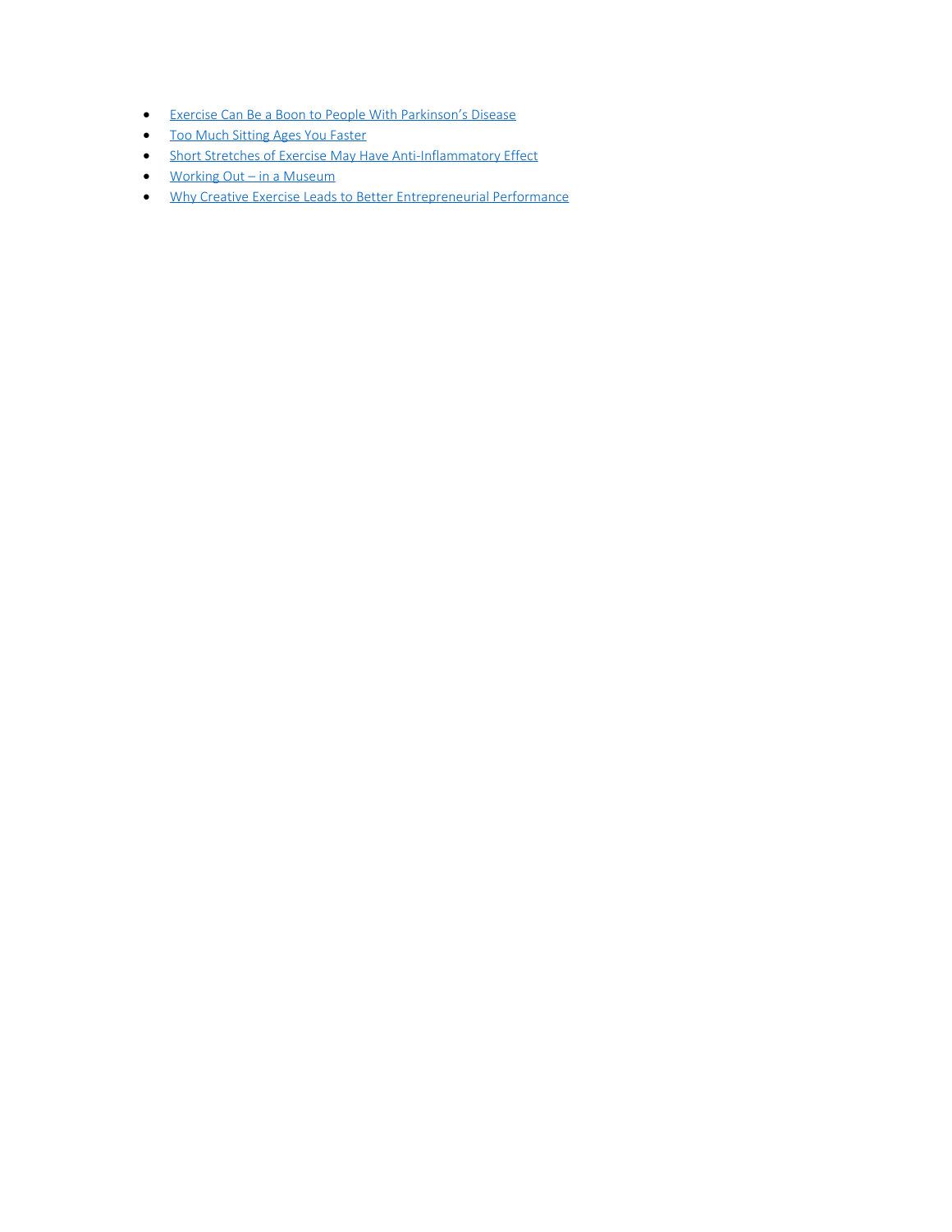- Exercise Can Be a Boon to People With Parkinson's Disease
- Too Much Sitting Ages You Faster
- Short Stretches of Exercise May Have Anti-Inflammatory Effect
- Working Out – in a Museum
- Why Creative Exercise Leads to Better Entrepreneurial Performance